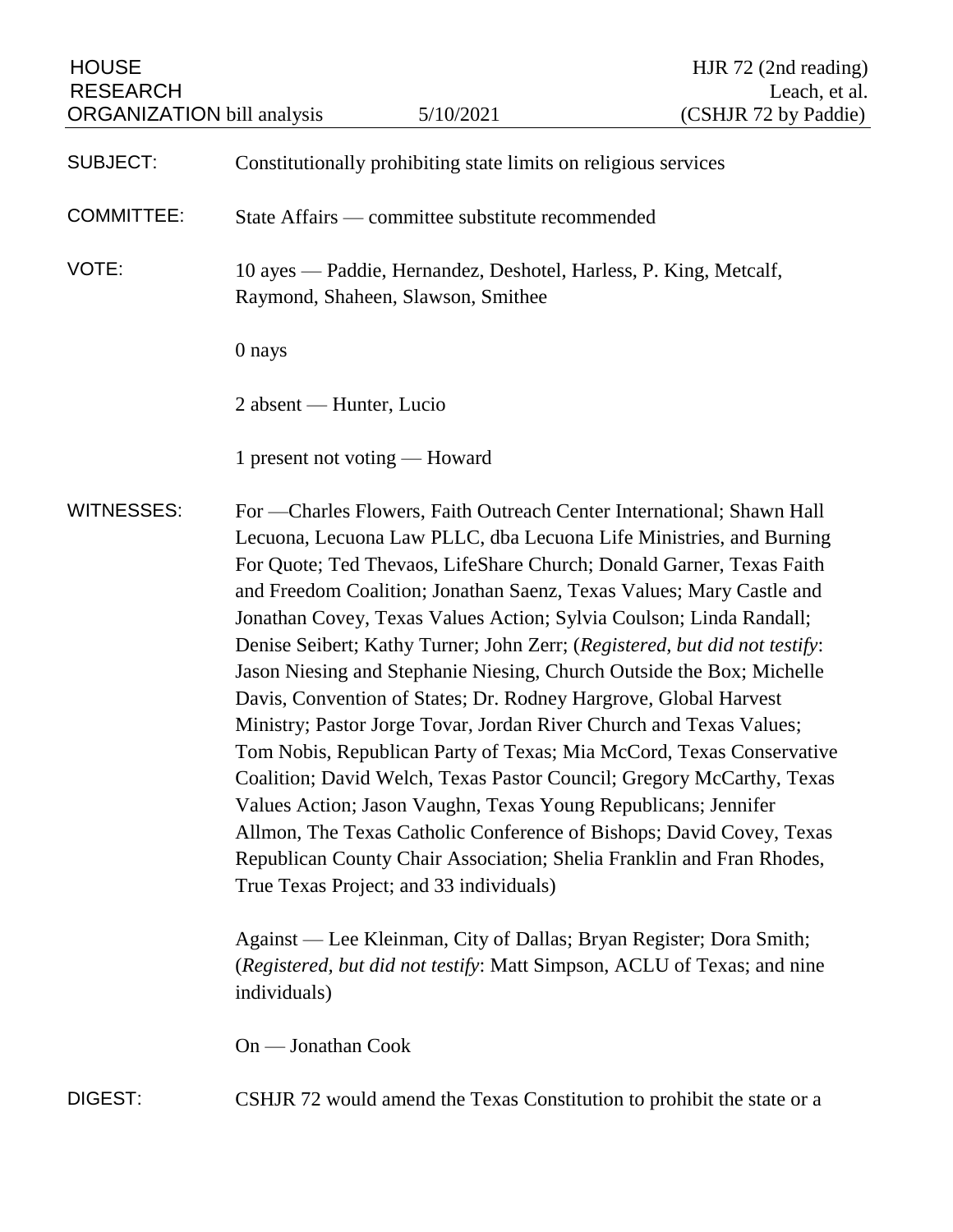HOUSE RESEARCH ORGANIZATION bill analysis — 5/10/2021

HJR 72 (2nd reading)
Leach, et al.
(CSHJR 72 by Paddie)

**SUBJECT:** Constitutionally prohibiting state limits on religious services

**COMMITTEE:** State Affairs — committee substitute recommended

**VOTE:** 10 ayes — Paddie, Hernandez, Deshotel, Harless, P. King, Metcalf, Raymond, Shaheen, Slawson, Smithee

0 nays

2 absent — Hunter, Lucio

1 present not voting — Howard

**WITNESSES:** For —Charles Flowers, Faith Outreach Center International; Shawn Hall Lecuona, Lecuona Law PLLC, dba Lecuona Life Ministries, and Burning For Quote; Ted Thevaos, LifeShare Church; Donald Garner, Texas Faith and Freedom Coalition; Jonathan Saenz, Texas Values; Mary Castle and Jonathan Covey, Texas Values Action; Sylvia Coulson; Linda Randall; Denise Seibert; Kathy Turner; John Zerr; (*Registered, but did not testify*: Jason Niesing and Stephanie Niesing, Church Outside the Box; Michelle Davis, Convention of States; Dr. Rodney Hargrove, Global Harvest Ministry; Pastor Jorge Tovar, Jordan River Church and Texas Values; Tom Nobis, Republican Party of Texas; Mia McCord, Texas Conservative Coalition; David Welch, Texas Pastor Council; Gregory McCarthy, Texas Values Action; Jason Vaughn, Texas Young Republicans; Jennifer Allmon, The Texas Catholic Conference of Bishops; David Covey, Texas Republican County Chair Association; Shelia Franklin and Fran Rhodes, True Texas Project; and 33 individuals)

Against — Lee Kleinman, City of Dallas; Bryan Register; Dora Smith; (*Registered, but did not testify*: Matt Simpson, ACLU of Texas; and nine individuals)

On — Jonathan Cook

**DIGEST:** CSHJR 72 would amend the Texas Constitution to prohibit the state or a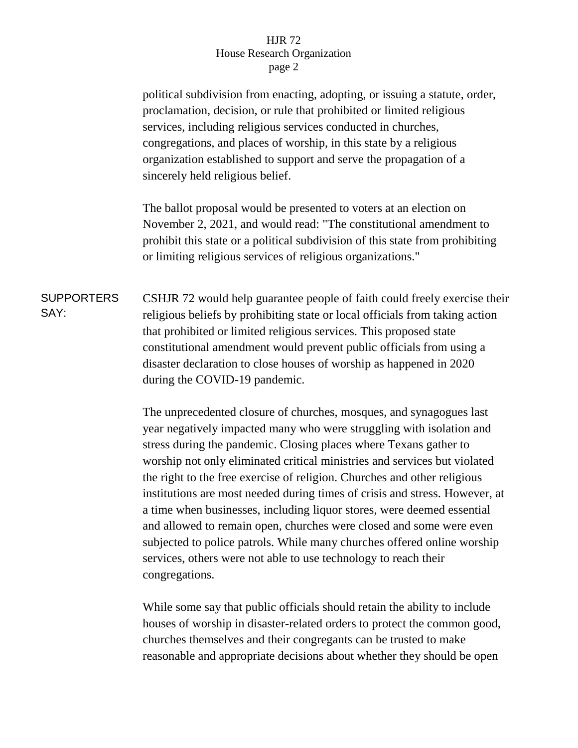political subdivision from enacting, adopting, or issuing a statute, order, proclamation, decision, or rule that prohibited or limited religious services, including religious services conducted in churches, congregations, and places of worship, in this state by a religious organization established to support and serve the propagation of a sincerely held religious belief.

The ballot proposal would be presented to voters at an election on November 2, 2021, and would read: "The constitutional amendment to prohibit this state or a political subdivision of this state from prohibiting or limiting religious services of religious organizations."

**SUPPORTERS SAY:**

CSHJR 72 would help guarantee people of faith could freely exercise their religious beliefs by prohibiting state or local officials from taking action that prohibited or limited religious services. This proposed state constitutional amendment would prevent public officials from using a disaster declaration to close houses of worship as happened in 2020 during the COVID-19 pandemic.

The unprecedented closure of churches, mosques, and synagogues last year negatively impacted many who were struggling with isolation and stress during the pandemic. Closing places where Texans gather to worship not only eliminated critical ministries and services but violated the right to the free exercise of religion. Churches and other religious institutions are most needed during times of crisis and stress. However, at a time when businesses, including liquor stores, were deemed essential and allowed to remain open, churches were closed and some were even subjected to police patrols. While many churches offered online worship services, others were not able to use technology to reach their congregations.

While some say that public officials should retain the ability to include houses of worship in disaster-related orders to protect the common good, churches themselves and their congregants can be trusted to make reasonable and appropriate decisions about whether they should be open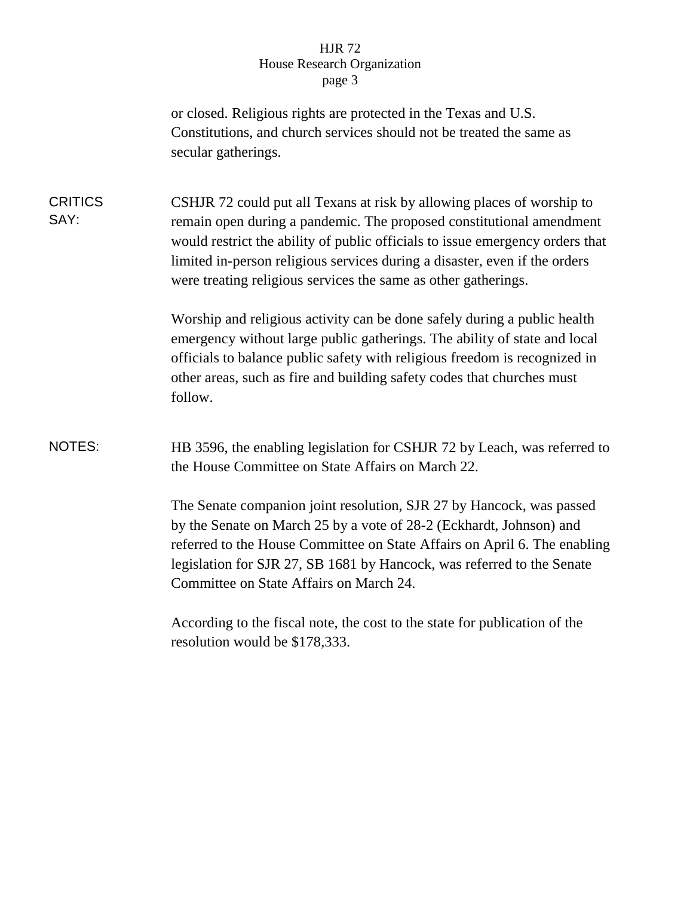or closed. Religious rights are protected in the Texas and U.S. Constitutions, and church services should not be treated the same as secular gatherings.

**CRITICS SAY:** CSHJR 72 could put all Texans at risk by allowing places of worship to remain open during a pandemic. The proposed constitutional amendment would restrict the ability of public officials to issue emergency orders that limited in-person religious services during a disaster, even if the orders were treating religious services the same as other gatherings.

Worship and religious activity can be done safely during a public health emergency without large public gatherings. The ability of state and local officials to balance public safety with religious freedom is recognized in other areas, such as fire and building safety codes that churches must follow.

**NOTES:** HB 3596, the enabling legislation for CSHJR 72 by Leach, was referred to the House Committee on State Affairs on March 22.

The Senate companion joint resolution, SJR 27 by Hancock, was passed by the Senate on March 25 by a vote of 28-2 (Eckhardt, Johnson) and referred to the House Committee on State Affairs on April 6. The enabling legislation for SJR 27, SB 1681 by Hancock, was referred to the Senate Committee on State Affairs on March 24.

According to the fiscal note, the cost to the state for publication of the resolution would be $178,333.